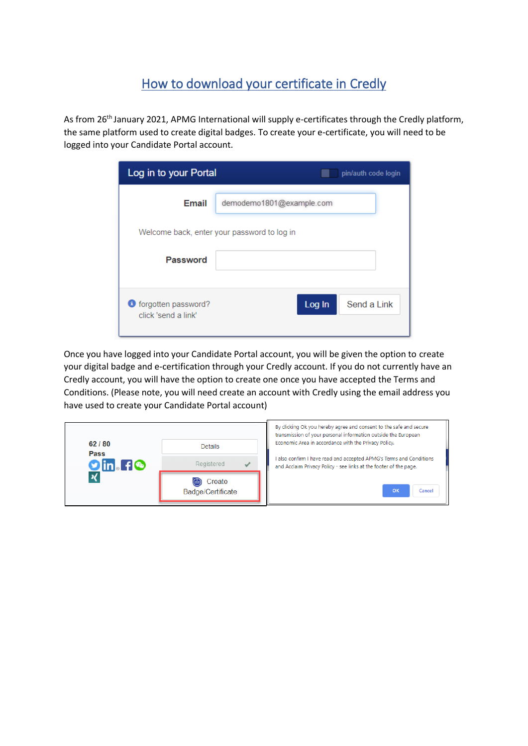# How to download your certificate in Credly

As from 26th January 2021, APMG International will supply e-certificates through the Credly platform, the same platform used to create digital badges. To create your e-certificate, you will need to be logged into your Candidate Portal account.

Once you have logged into your Candidate Portal account, you will be given the option to create your digital badge and e-certification through your Credly account. If you do not currently have an Credly account, you will have the option to create one once you have accepted the Terms and Conditions. (Please note, you will need create an account with Credly using the email address you have used to create your Candidate Portal account)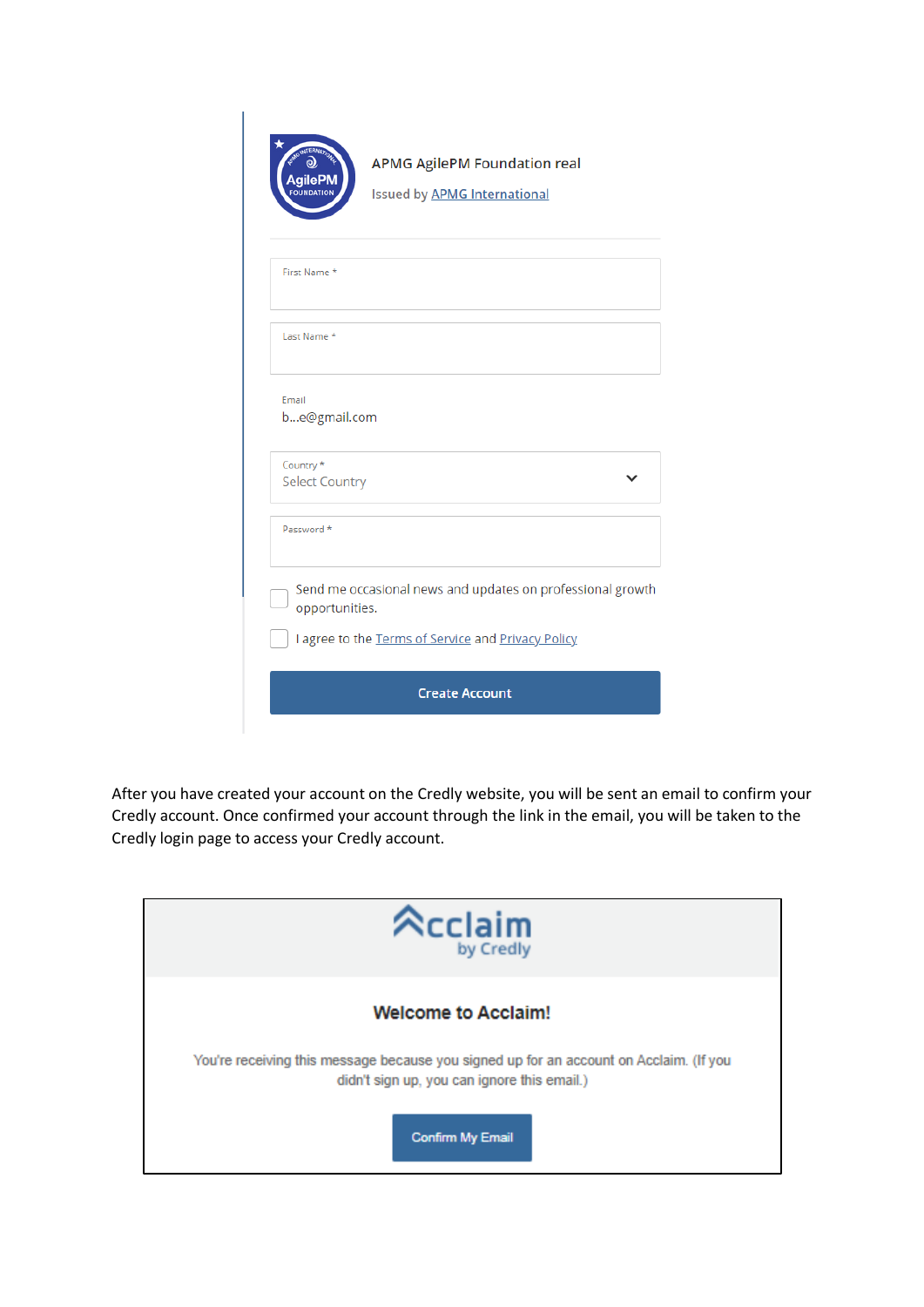APMG AgilePM Foundation real

Issued by APMG International

First Name *

Last Name *

Email
b...e@gmail.com

Country *
Select Country

Password *

Send me occasional news and updates on professional growth opportunities.

I agree to the Terms of Service and Privacy Policy

Create Account

After you have created your account on the Credly website, you will be sent an email to confirm your Credly account. Once confirmed your account through the link in the email, you will be taken to the Credly login page to access your Credly account.

Acclaim by Credly

**Welcome to Acclaim!**

You're receiving this message because you signed up for an account on Acclaim. (If you didn't sign up, you can ignore this email.)

Confirm My Email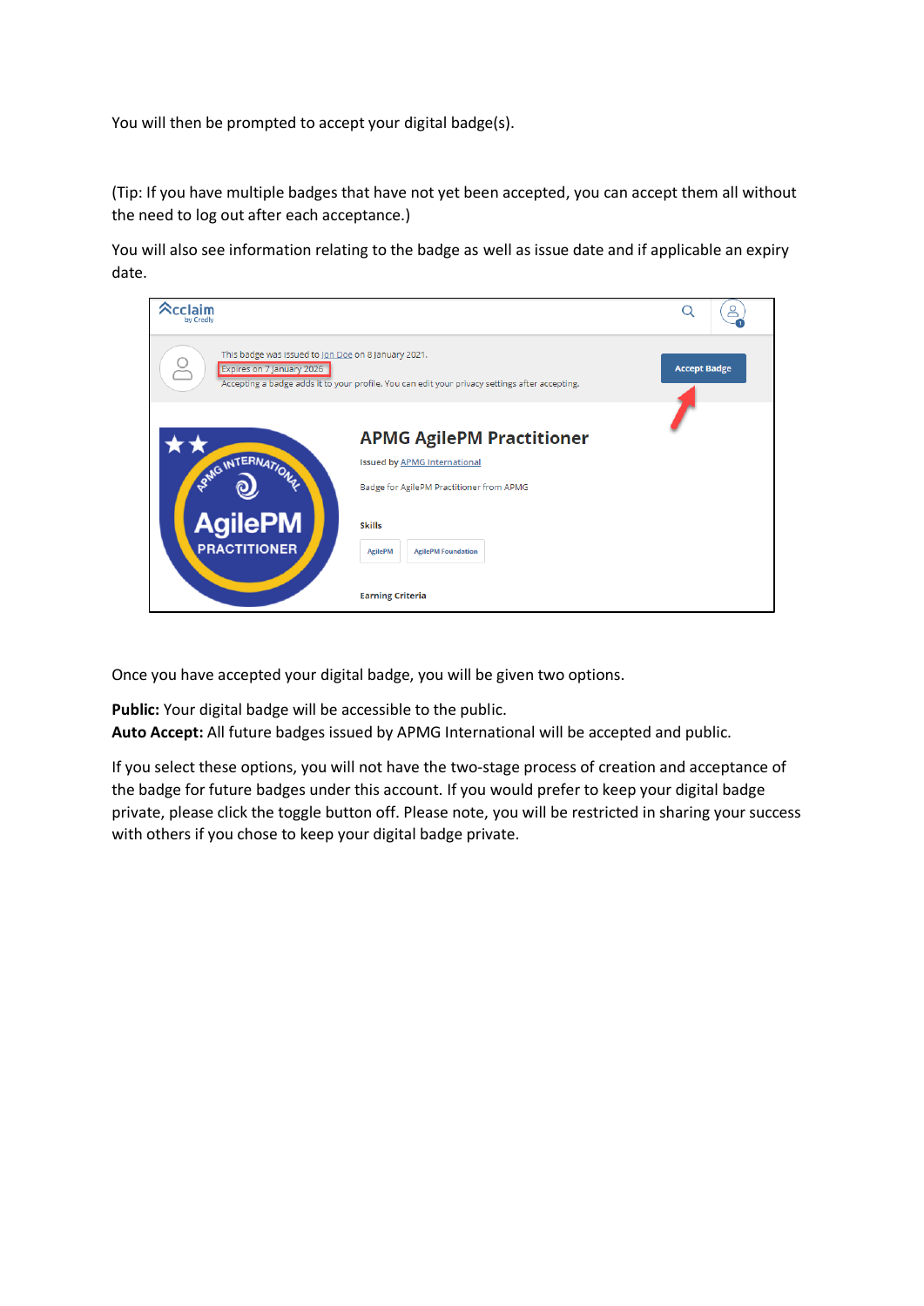You will then be prompted to accept your digital badge(s).

(Tip: If you have multiple badges that have not yet been accepted, you can accept them all without the need to log out after each acceptance.)

You will also see information relating to the badge as well as issue date and if applicable an expiry date.

Once you have accepted your digital badge, you will be given two options.

**Public:** Your digital badge will be accessible to the public.
**Auto Accept:** All future badges issued by APMG International will be accepted and public.

If you select these options, you will not have the two-stage process of creation and acceptance of the badge for future badges under this account. If you would prefer to keep your digital badge private, please click the toggle button off. Please note, you will be restricted in sharing your success with others if you chose to keep your digital badge private.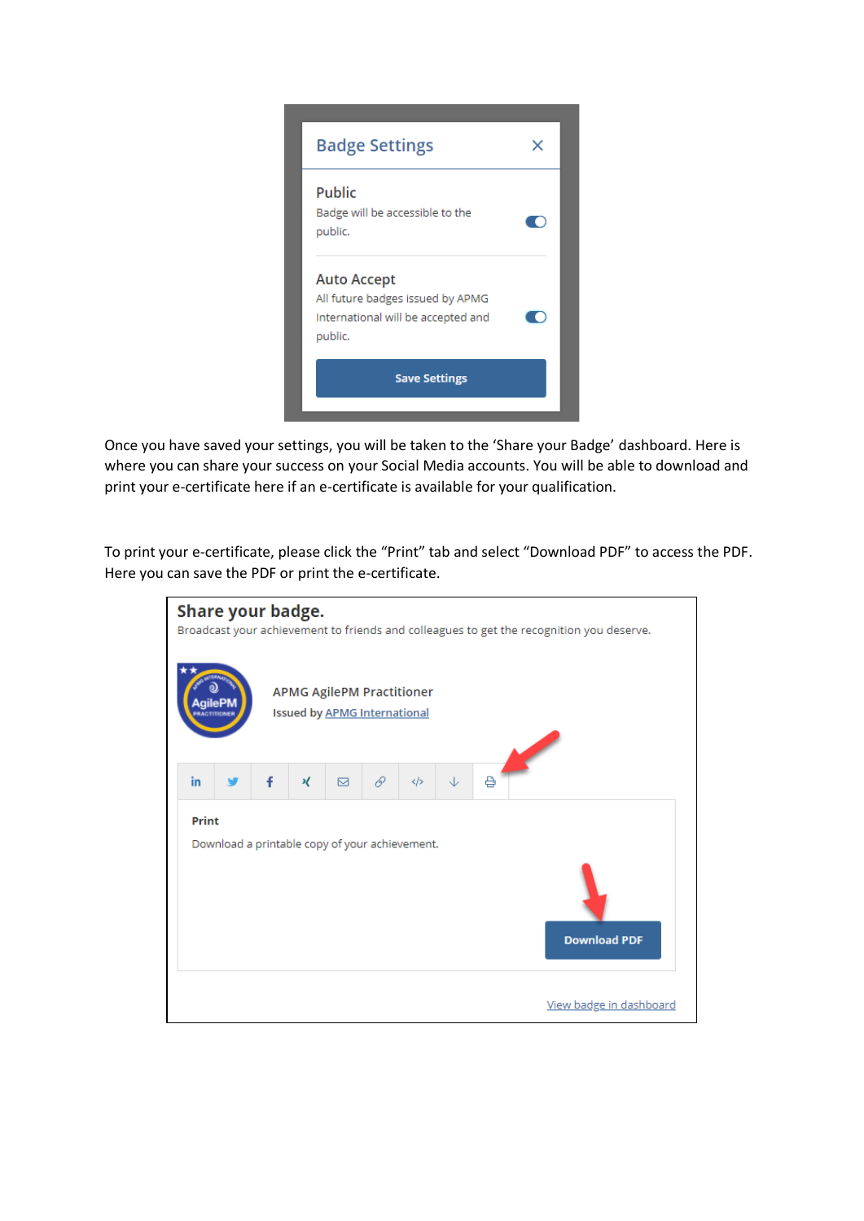Badge Settings

**Public**
Badge will be accessible to the public.

**Auto Accept**
All future badges issued by APMG International will be accepted and public.

Save Settings

Once you have saved your settings, you will be taken to the 'Share your Badge' dashboard. Here is where you can share your success on your Social Media accounts. You will be able to download and print your e-certificate here if an e-certificate is available for your qualification.

To print your e-certificate, please click the "Print" tab and select "Download PDF" to access the PDF. Here you can save the PDF or print the e-certificate.

**Share your badge.**
Broadcast your achievement to friends and colleagues to get the recognition you deserve.

APMG AgilePM Practitioner
Issued by APMG International

**Print**
Download a printable copy of your achievement.

Download PDF

View badge in dashboard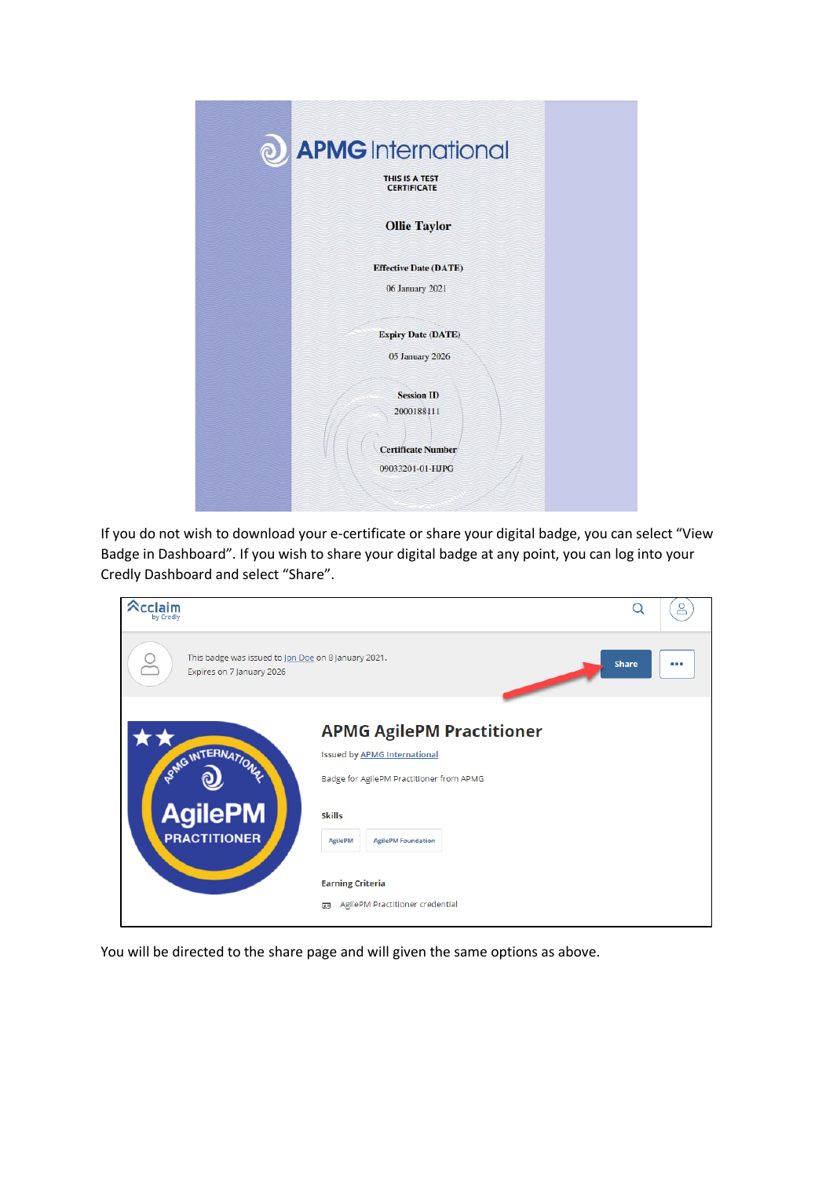If you do not wish to download your e-certificate or share your digital badge, you can select "View Badge in Dashboard". If you wish to share your digital badge at any point, you can log into your Credly Dashboard and select "Share".

You will be directed to the share page and will given the same options as above.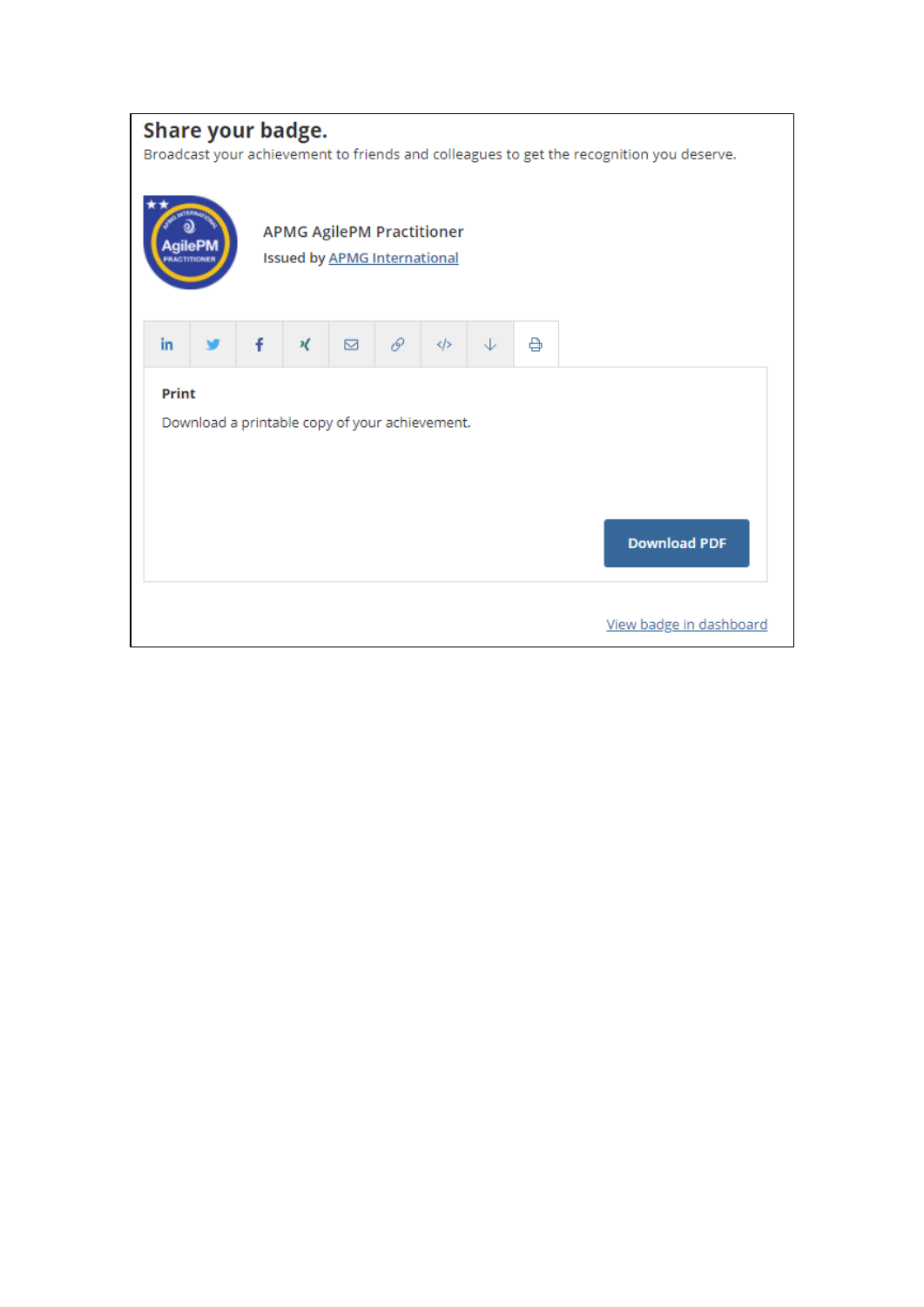# Share your badge.

Broadcast your achievement to friends and colleagues to get the recognition you deserve.

APMG AgilePM Practitioner

Issued by APMG International

**Print**

Download a printable copy of your achievement.

Download PDF

View badge in dashboard